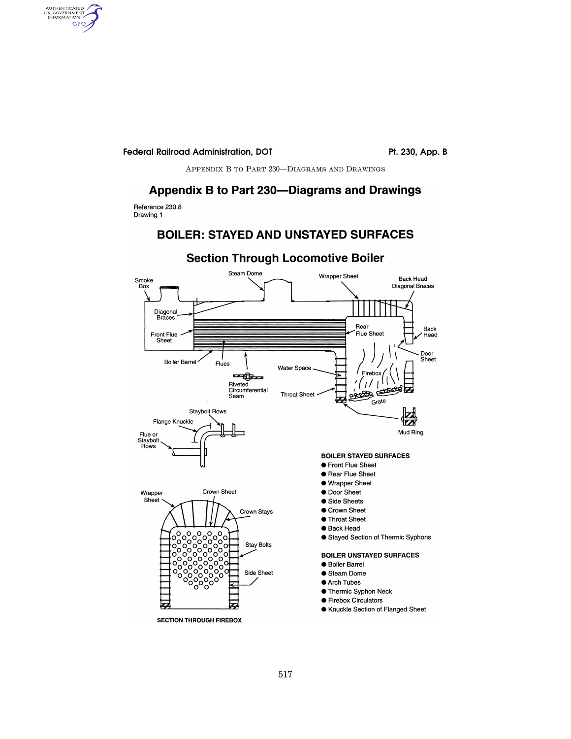# Appendix B to Part 230—Diagrams and Drawings

Reference 230.8
Drawing 1

## BOILER: STAYED AND UNSTAYED SURFACES

### Section Through Locomotive Boiler

Smoke Box
Steam Dome
Wrapper Sheet
Back Head Diagonal Braces
Diagonal Braces
Front Flue Sheet
Rear Flue Sheet
Back Head
Door Sheet
Boiler Barrel
Flues
Water Space
Firebox
Riveted Circumferential Seam
Throat Sheet
Grate
Mud Ring
Staybolt Rows
Flange Knuckle
Flue or Staybolt Rows
Wrapper Sheet
Crown Sheet
Crown Stays
Stay Bolts
Side Sheet

SECTION THROUGH FIREBOX

**BOILER STAYED SURFACES**

- Front Flue Sheet
- Rear Flue Sheet
- Wrapper Sheet
- Door Sheet
- Side Sheets
- Crown Sheet
- Throat Sheet
- Back Head
- Stayed Section of Thermic Syphons

**BOILER UNSTAYED SURFACES**

- Boiler Barrel
- Steam Dome
- Arch Tubes
- Thermic Syphon Neck
- Firebox Circulators
- Knuckle Section of Flanged Sheet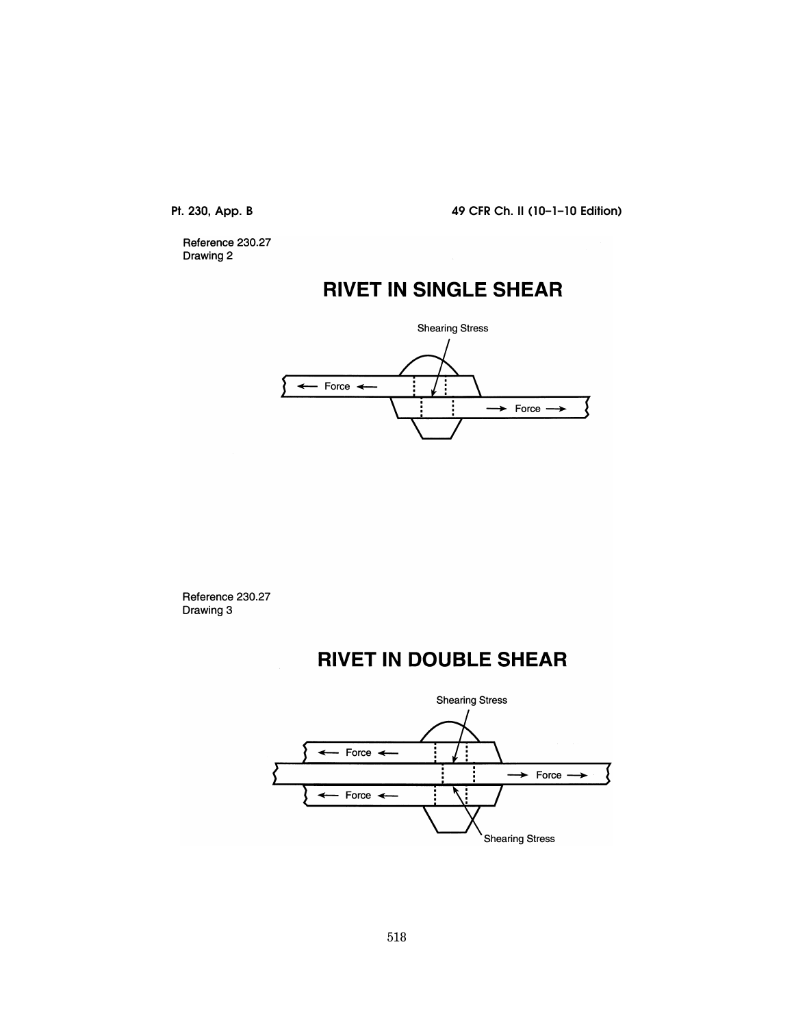Reference 230.27
Drawing 2

# RIVET IN SINGLE SHEAR

Shearing Stress

← Force ←

→ Force →

Reference 230.27
Drawing 3

# RIVET IN DOUBLE SHEAR

Shearing Stress

← Force ←

→ Force →

← Force ←

Shearing Stress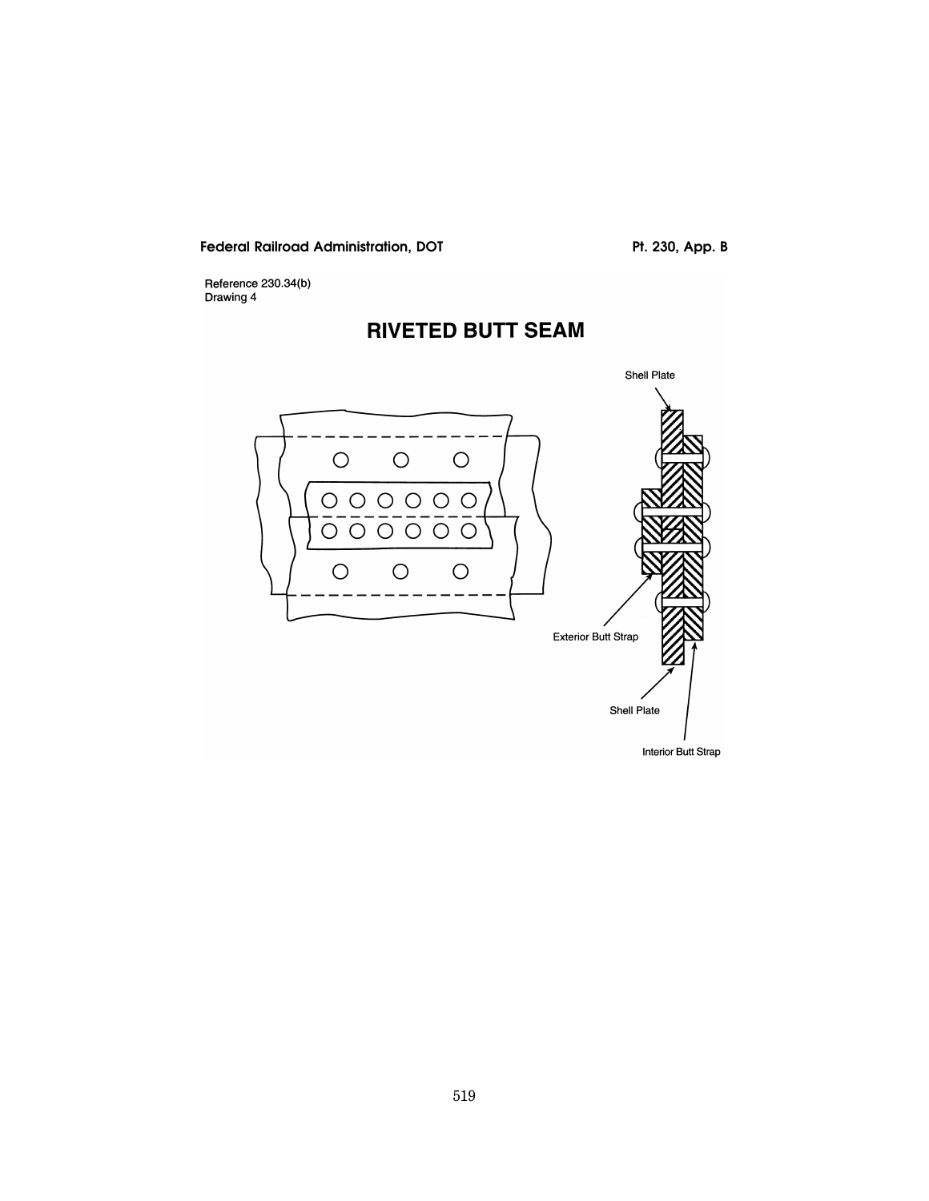Reference 230.34(b)
Drawing 4

# RIVETED BUTT SEAM

Shell Plate

Exterior Butt Strap

Shell Plate

Interior Butt Strap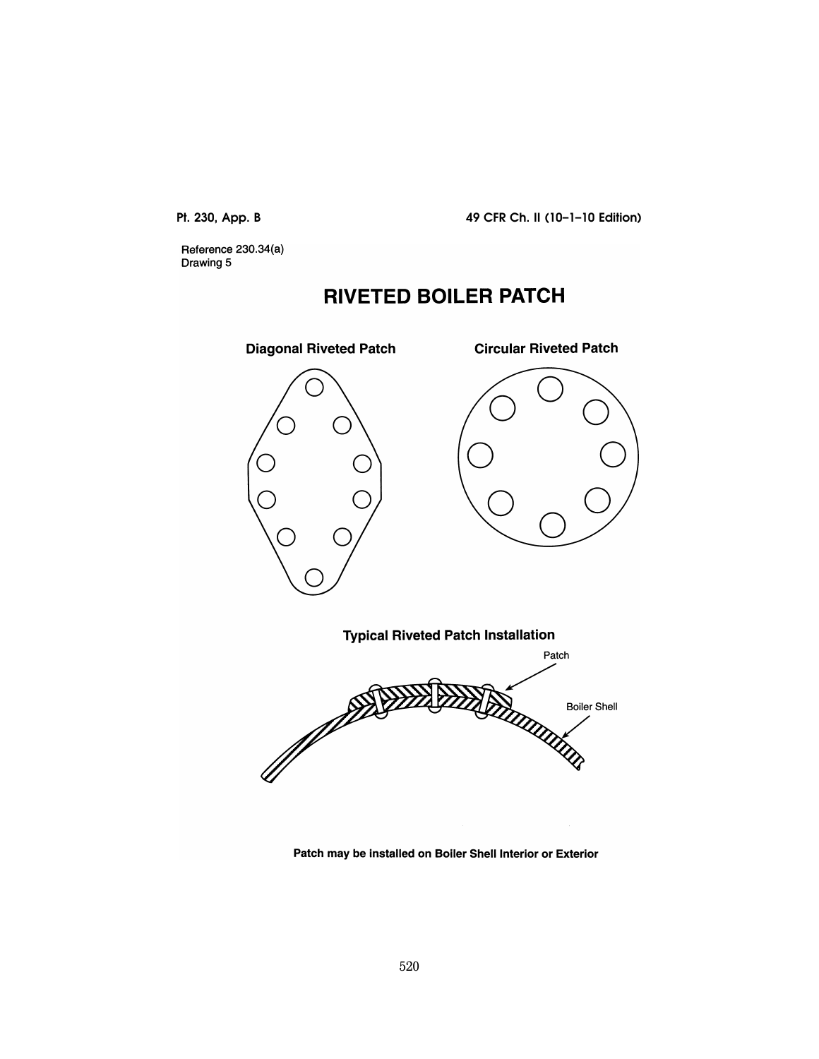Reference 230.34(a)
Drawing 5

# RIVETED BOILER PATCH

### Diagonal Riveted Patch

### Circular Riveted Patch

### Typical Riveted Patch Installation

Patch

Boiler Shell

**Patch may be installed on Boiler Shell Interior or Exterior**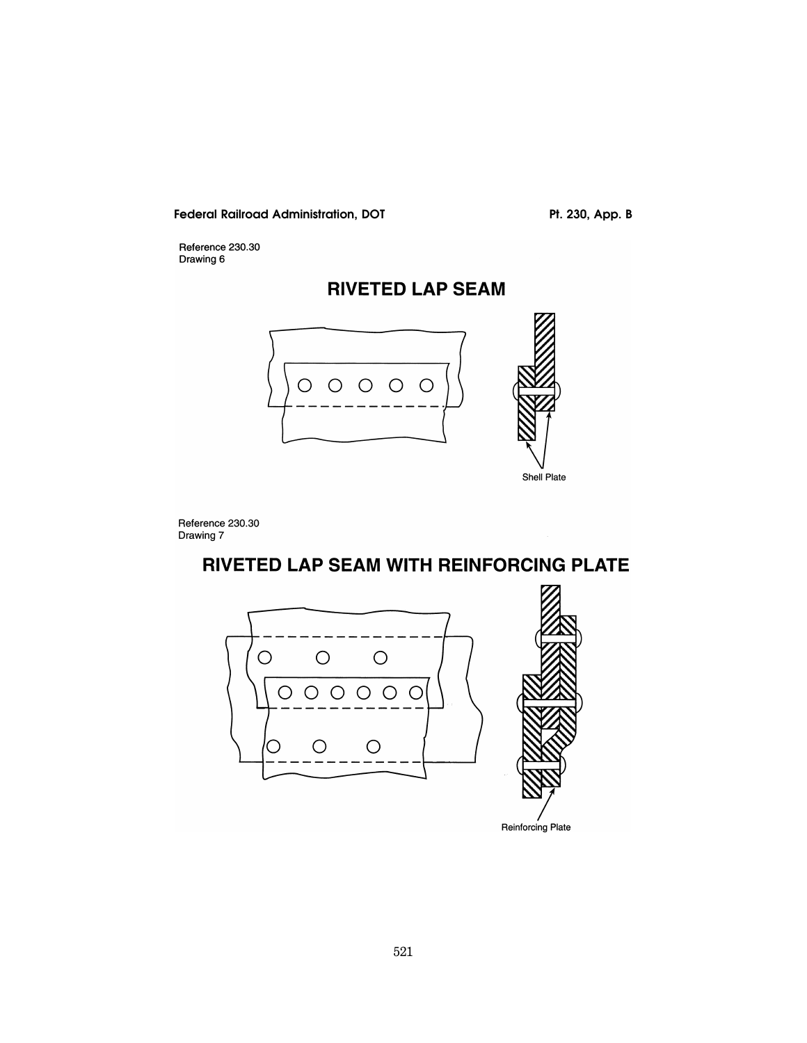Reference 230.30
Drawing 6

## RIVETED LAP SEAM

Shell Plate

Reference 230.30
Drawing 7

## RIVETED LAP SEAM WITH REINFORCING PLATE

Reinforcing Plate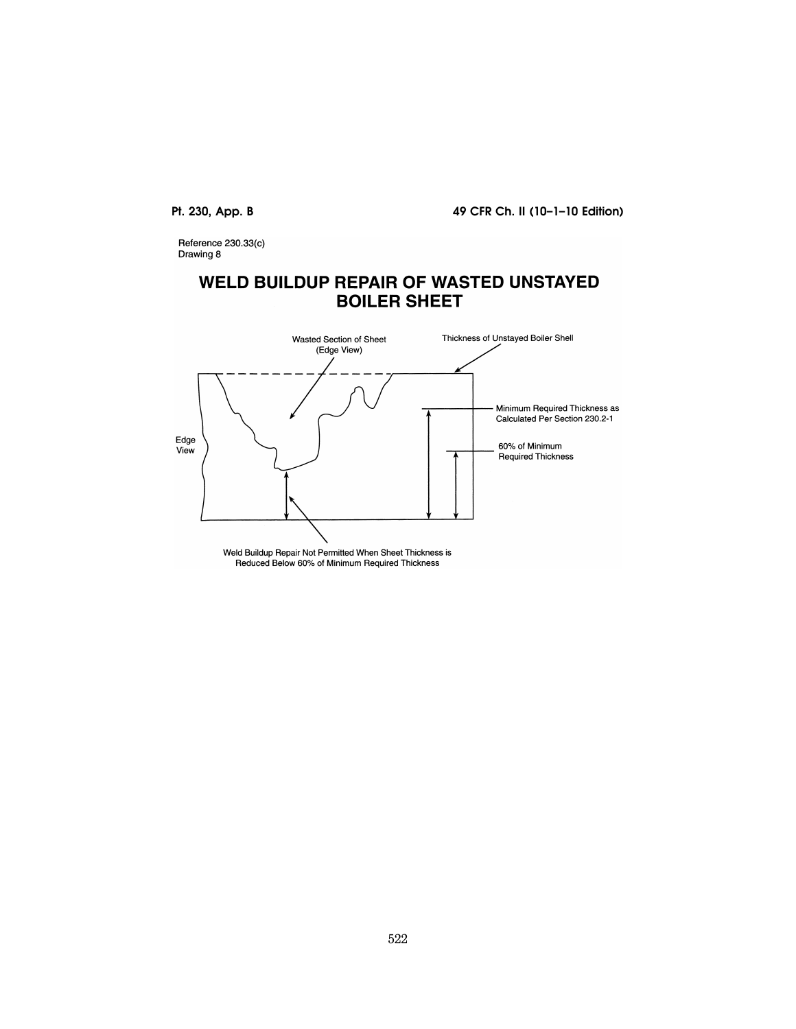Reference 230.33(c)
Drawing 8

# WELD BUILDUP REPAIR OF WASTED UNSTAYED BOILER SHEET

Wasted Section of Sheet (Edge View)

Thickness of Unstayed Boiler Shell

Minimum Required Thickness as Calculated Per Section 230.2-1

60% of Minimum Required Thickness

Edge View

Weld Buildup Repair Not Permitted When Sheet Thickness is Reduced Below 60% of Minimum Required Thickness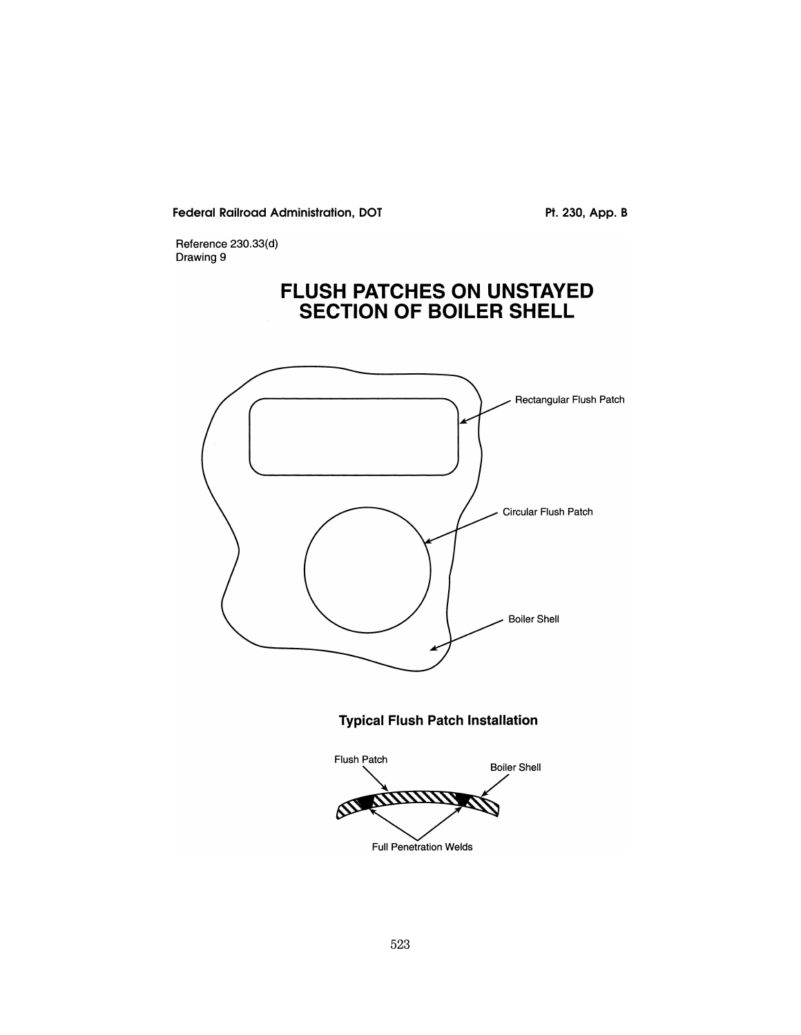Reference 230.33(d)
Drawing 9

# FLUSH PATCHES ON UNSTAYED SECTION OF BOILER SHELL

Rectangular Flush Patch

Circular Flush Patch

Boiler Shell

## Typical Flush Patch Installation

Flush Patch

Boiler Shell

Full Penetration Welds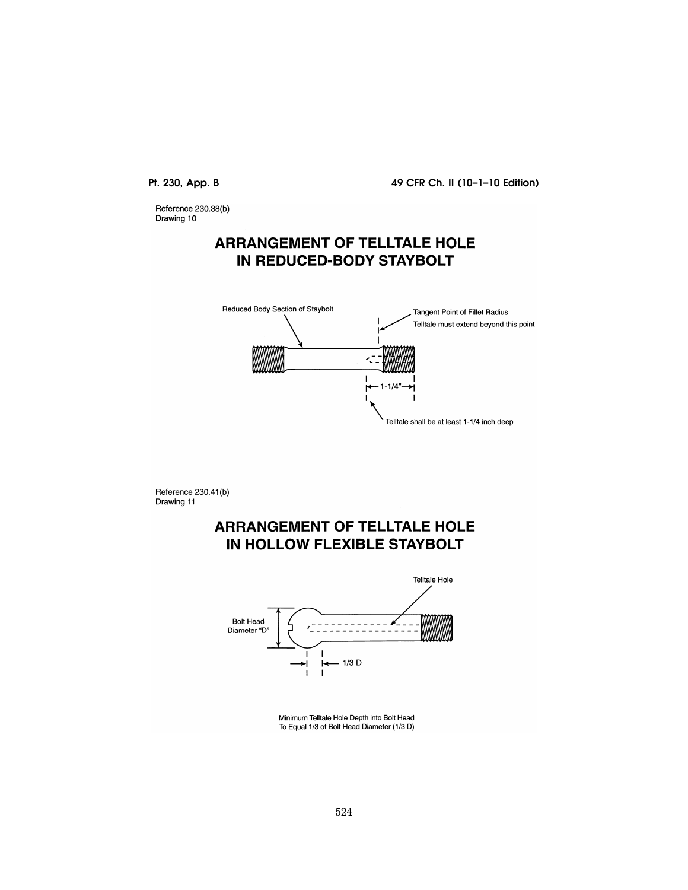Reference 230.38(b)
Drawing 10

## ARRANGEMENT OF TELLTALE HOLE IN REDUCED-BODY STAYBOLT

Reduced Body Section of Staybolt

Tangent Point of Fillet Radius
Telltale must extend beyond this point

1-1/4"

Telltale shall be at least 1-1/4 inch deep

Reference 230.41(b)
Drawing 11

## ARRANGEMENT OF TELLTALE HOLE IN HOLLOW FLEXIBLE STAYBOLT

Telltale Hole

Bolt Head Diameter "D"

1/3 D

Minimum Telltale Hole Depth into Bolt Head
To Equal 1/3 of Bolt Head Diameter (1/3 D)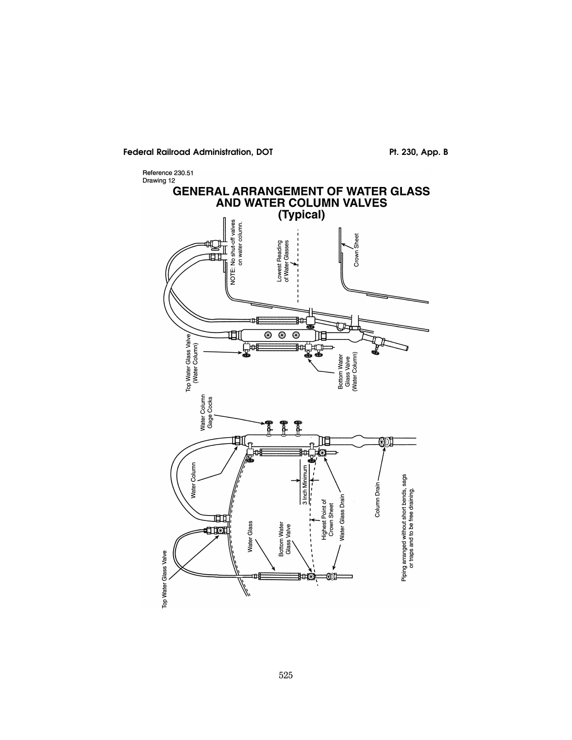Reference 230.51
Drawing 12

# GENERAL ARRANGEMENT OF WATER GLASS AND WATER COLUMN VALVES (Typical)

NOTE: No shut-off valves on water column.

Lowest Reading of Water Glasses

Crown Sheet

Top Water Glass Valve (Water Column)

Bottom Water Glass Valve (Water Column)

Water Column Gage Cocks

Water Column

3 Inch Minimum

Highest Point of Crown Sheet

Water Glass Drain

Column Drain

Top Water Glass Valve

Water Glass

Bottom Water Glass Valve

Water Glass Drain

Piping arranged without short bends, sags or traps and to be free draining.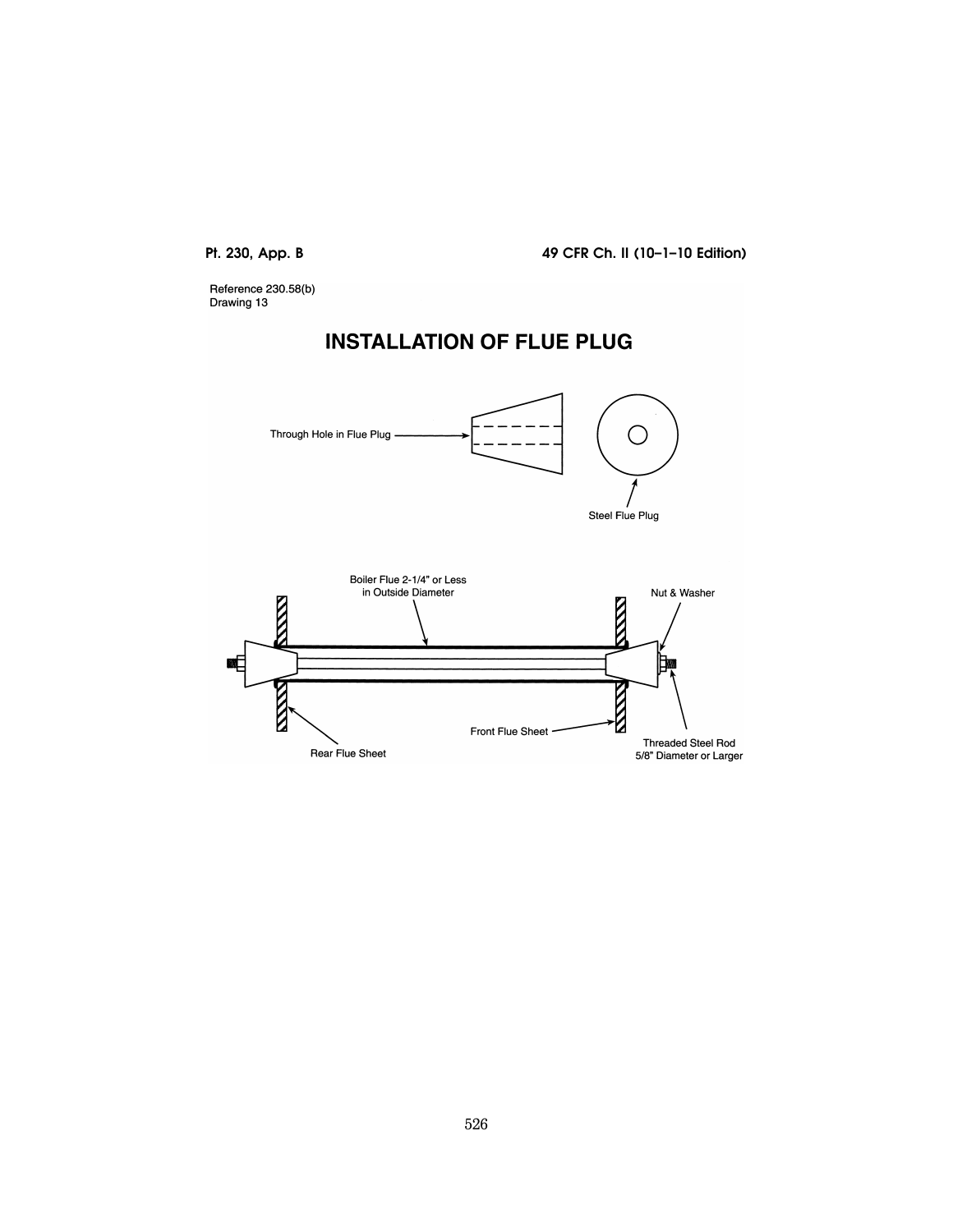Reference 230.58(b)
Drawing 13

# INSTALLATION OF FLUE PLUG

Through Hole in Flue Plug

Steel Flue Plug

Boiler Flue 2-1/4" or Less in Outside Diameter

Nut & Washer

Front Flue Sheet

Rear Flue Sheet

Threaded Steel Rod 5/8" Diameter or Larger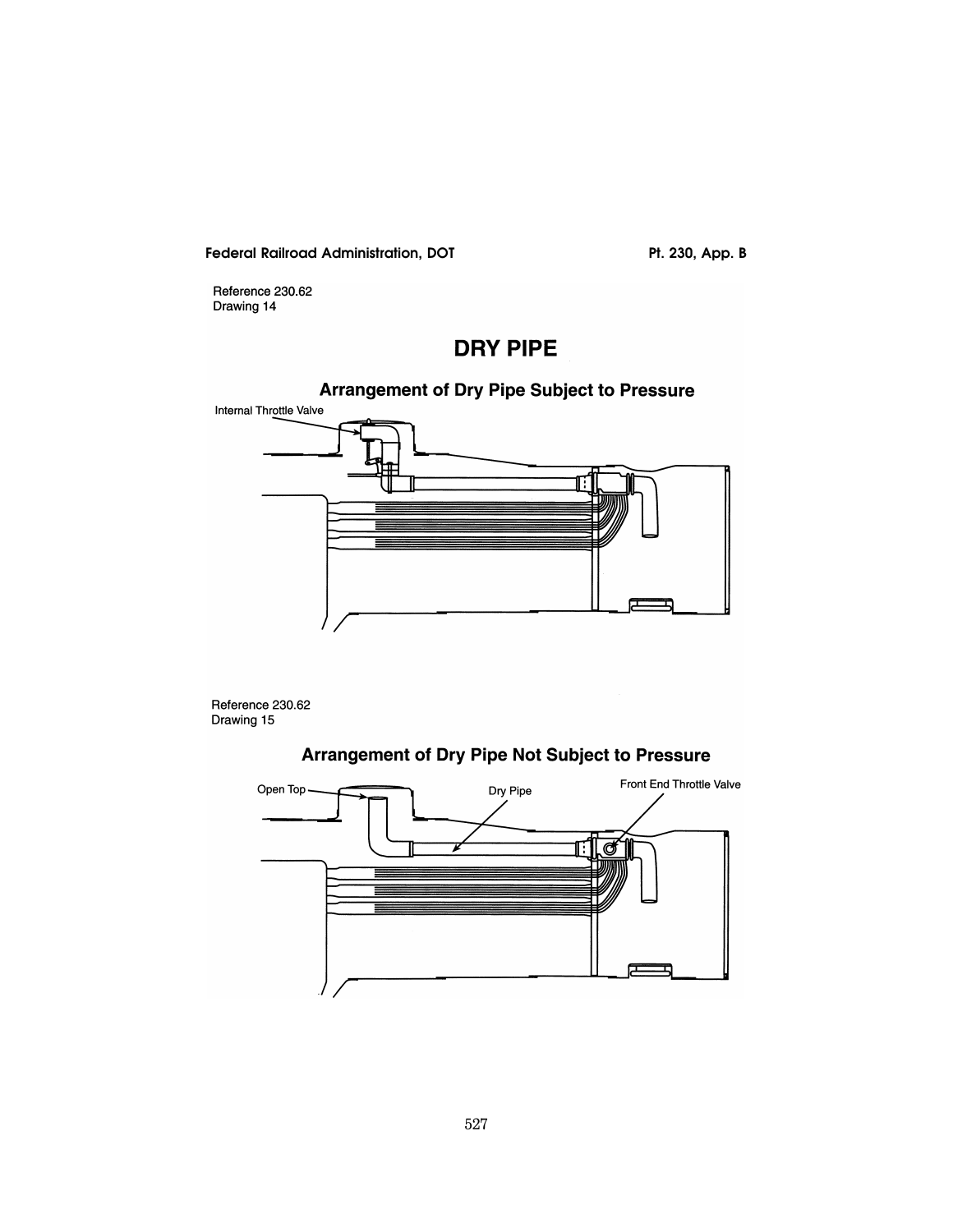Reference 230.62
Drawing 14

# DRY PIPE

## Arrangement of Dry Pipe Subject to Pressure

Internal Throttle Valve

Reference 230.62
Drawing 15

## Arrangement of Dry Pipe Not Subject to Pressure

Open Top

Dry Pipe

Front End Throttle Valve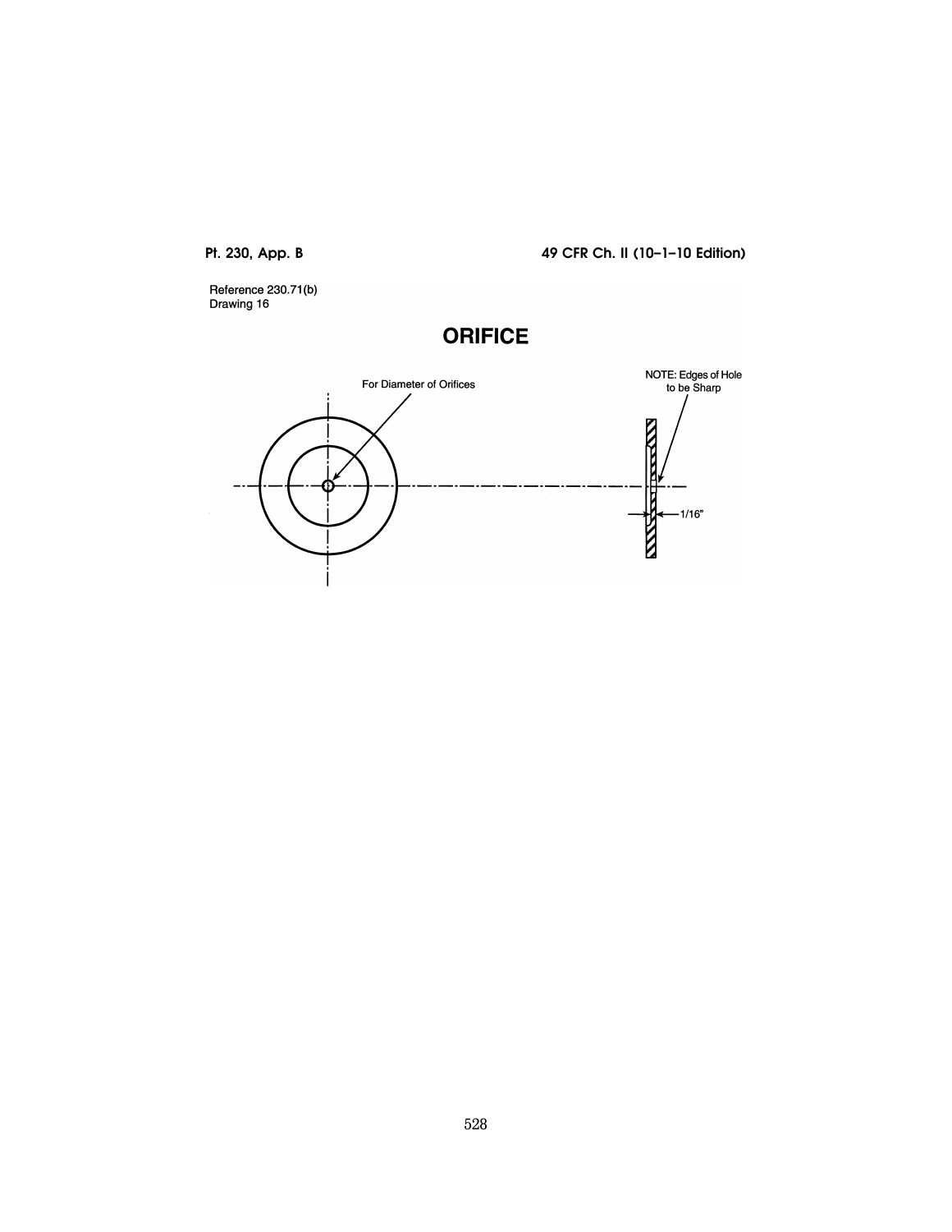Reference 230.71(b)
Drawing 16

# ORIFICE

For Diameter of Orifices

NOTE: Edges of Hole to be Sharp

1/16"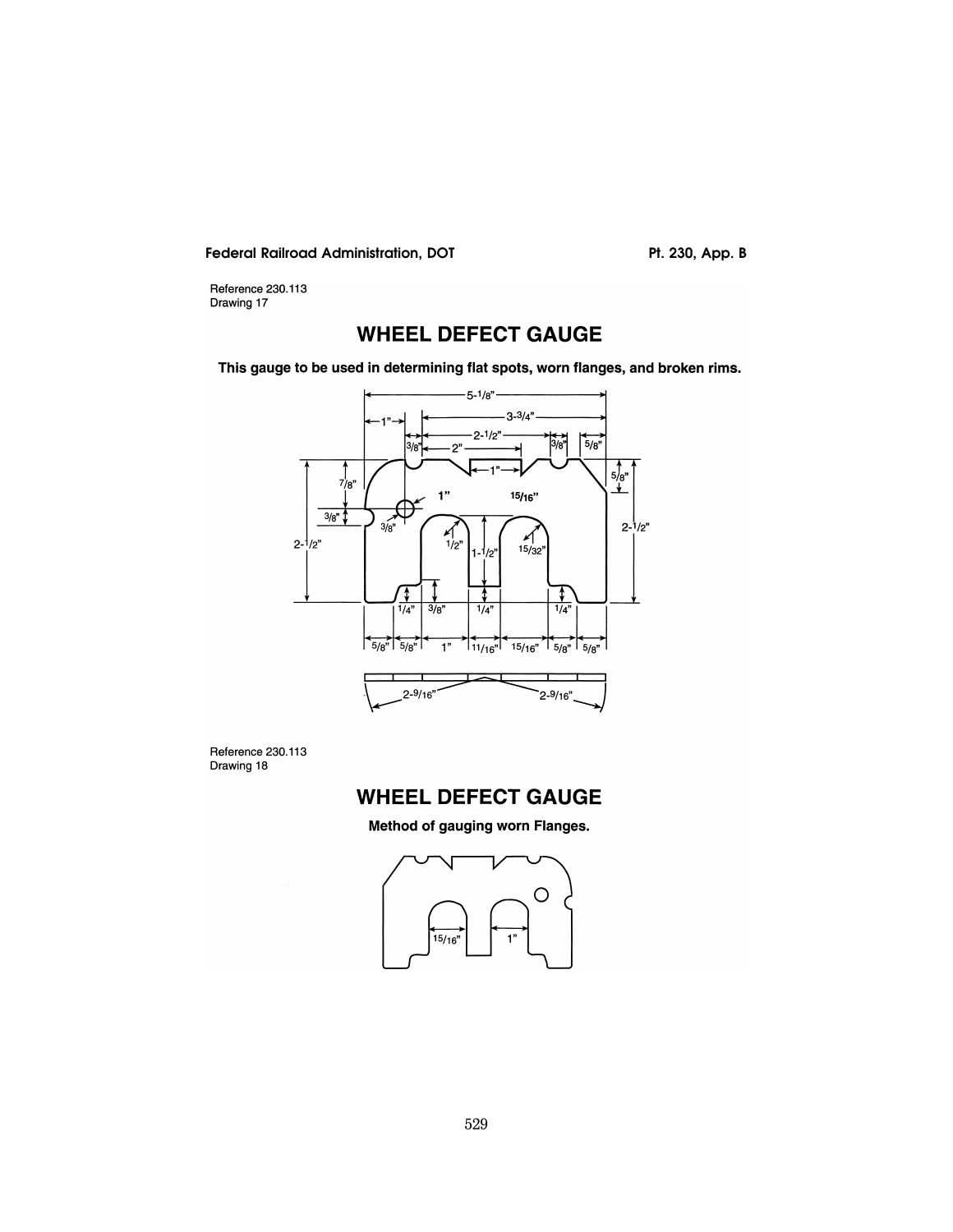Reference 230.113
Drawing 17

## WHEEL DEFECT GAUGE

**This gauge to be used in determining flat spots, worn flanges, and broken rims.**

Reference 230.113
Drawing 18

## WHEEL DEFECT GAUGE

**Method of gauging worn Flanges.**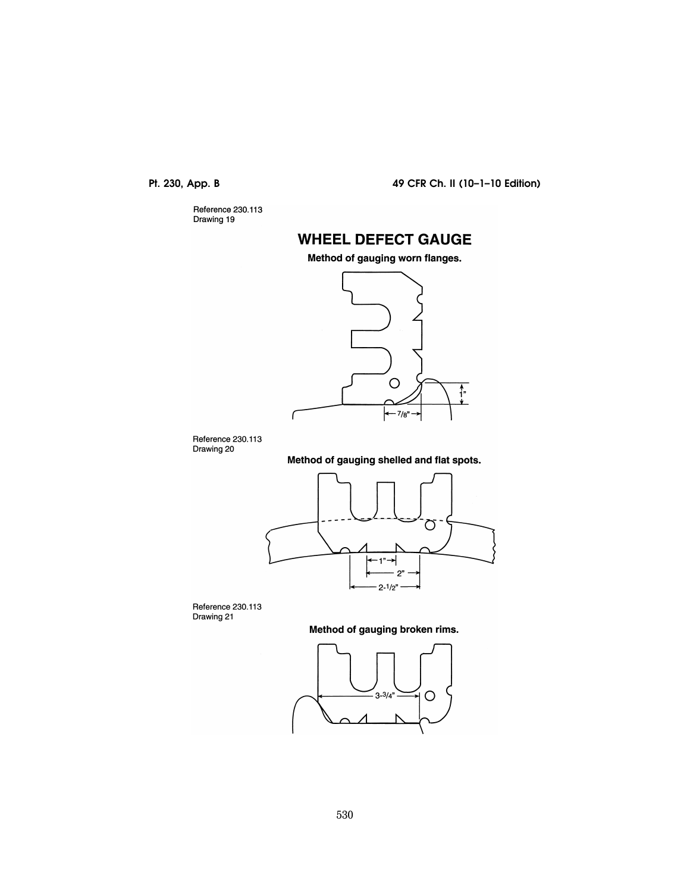Reference 230.113
Drawing 19

# WHEEL DEFECT GAUGE

**Method of gauging worn flanges.**

1"

7/8"

Reference 230.113
Drawing 20

**Method of gauging shelled and flat spots.**

1"

2"

2-1/2"

Reference 230.113
Drawing 21

**Method of gauging broken rims.**

3-3/4"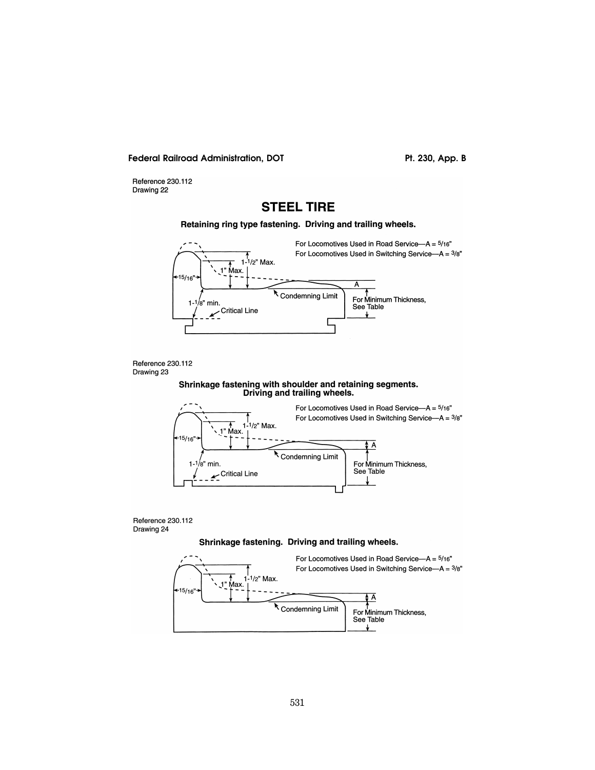Reference 230.112
Drawing 22

# STEEL TIRE

**Retaining ring type fastening. Driving and trailing wheels.**

For Locomotives Used in Road Service—A = 5/16"
For Locomotives Used in Switching Service—A = 3/8"

1-1/2" Max.
1" Max.
15/16"
A
Condemning Limit
For Minimum Thickness, See Table
1-1/8" min.
Critical Line

Reference 230.112
Drawing 23

**Shrinkage fastening with shoulder and retaining segments. Driving and trailing wheels.**

For Locomotives Used in Road Service—A = 5/16"
For Locomotives Used in Switching Service—A = 3/8"

1-1/2" Max.
1" Max.
15/16"
A
Condemning Limit
For Minimum Thickness, See Table
1-1/8" min.
Critical Line

Reference 230.112
Drawing 24

**Shrinkage fastening. Driving and trailing wheels.**

For Locomotives Used in Road Service—A = 5/16"
For Locomotives Used in Switching Service—A = 3/8"

1-1/2" Max.
1" Max.
15/16"
A
Condemning Limit
For Minimum Thickness, See Table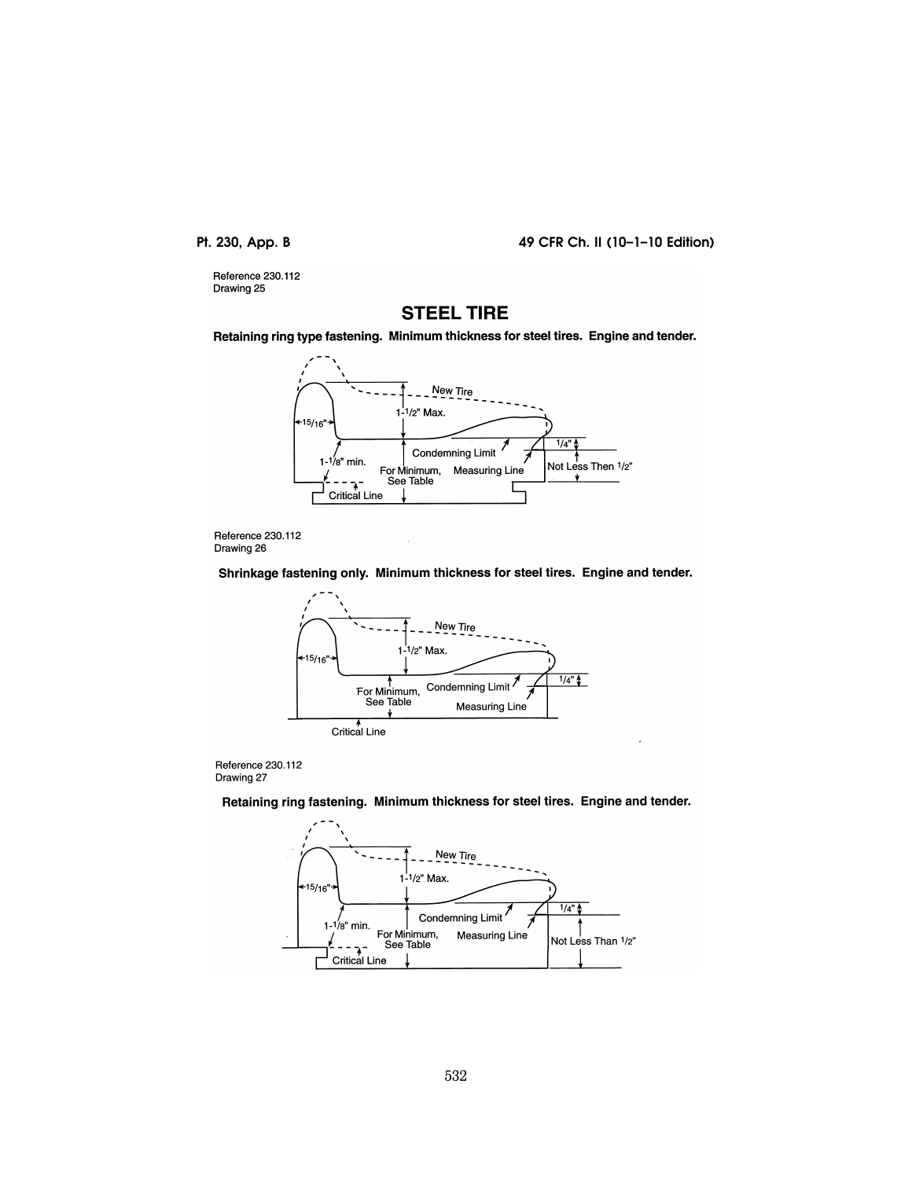Reference 230.112
Drawing 25

## STEEL TIRE

**Retaining ring type fastening. Minimum thickness for steel tires. Engine and tender.**

New Tire

1-1/2" Max.

15/16"

1/4"

Condemning Limit

1-1/8" min.

For Minimum, See Table

Measuring Line

Not Less Then 1/2"

Critical Line

Reference 230.112
Drawing 26

**Shrinkage fastening only. Minimum thickness for steel tires. Engine and tender.**

New Tire

1-1/2" Max.

15/16"

1/4"

For Minimum, See Table

Condemning Limit

Measuring Line

Critical Line

Reference 230.112
Drawing 27

**Retaining ring fastening. Minimum thickness for steel tires. Engine and tender.**

New Tire

1-1/2" Max.

15/16"

1/4"

Condemning Limit

1-1/8" min.

For Minimum, See Table

Measuring Line

Not Less Than 1/2"

Critical Line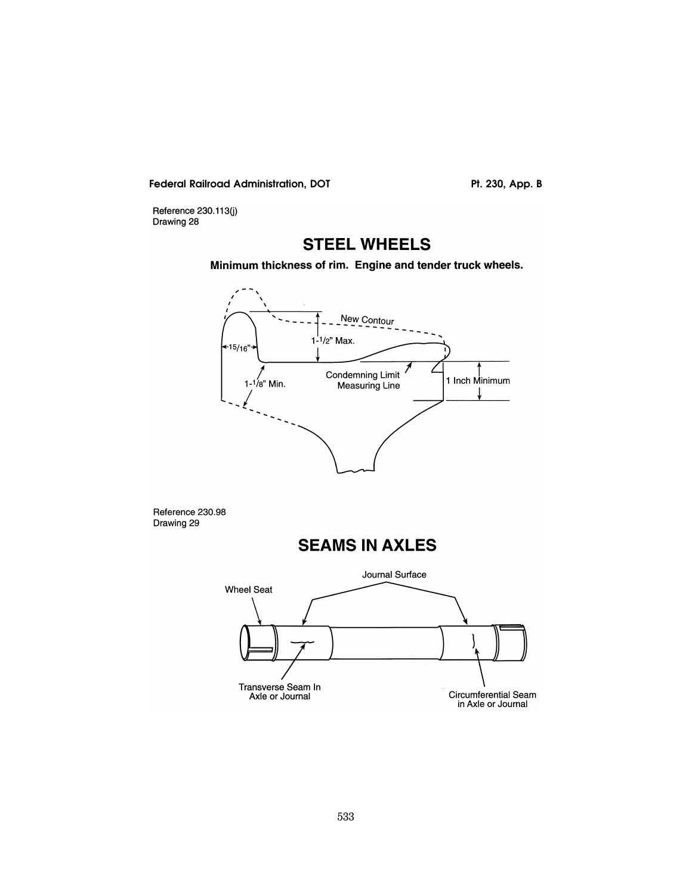Reference 230.113(j)
Drawing 28

## STEEL WHEELS

**Minimum thickness of rim. Engine and tender truck wheels.**

New Contour

1-1/2" Max.

15/16"

Condemning Limit Measuring Line

1-1/8" Min.

1 Inch Minimum

Reference 230.98
Drawing 29

## SEAMS IN AXLES

Journal Surface

Wheel Seat

Transverse Seam In Axle or Journal

Circumferential Seam in Axle or Journal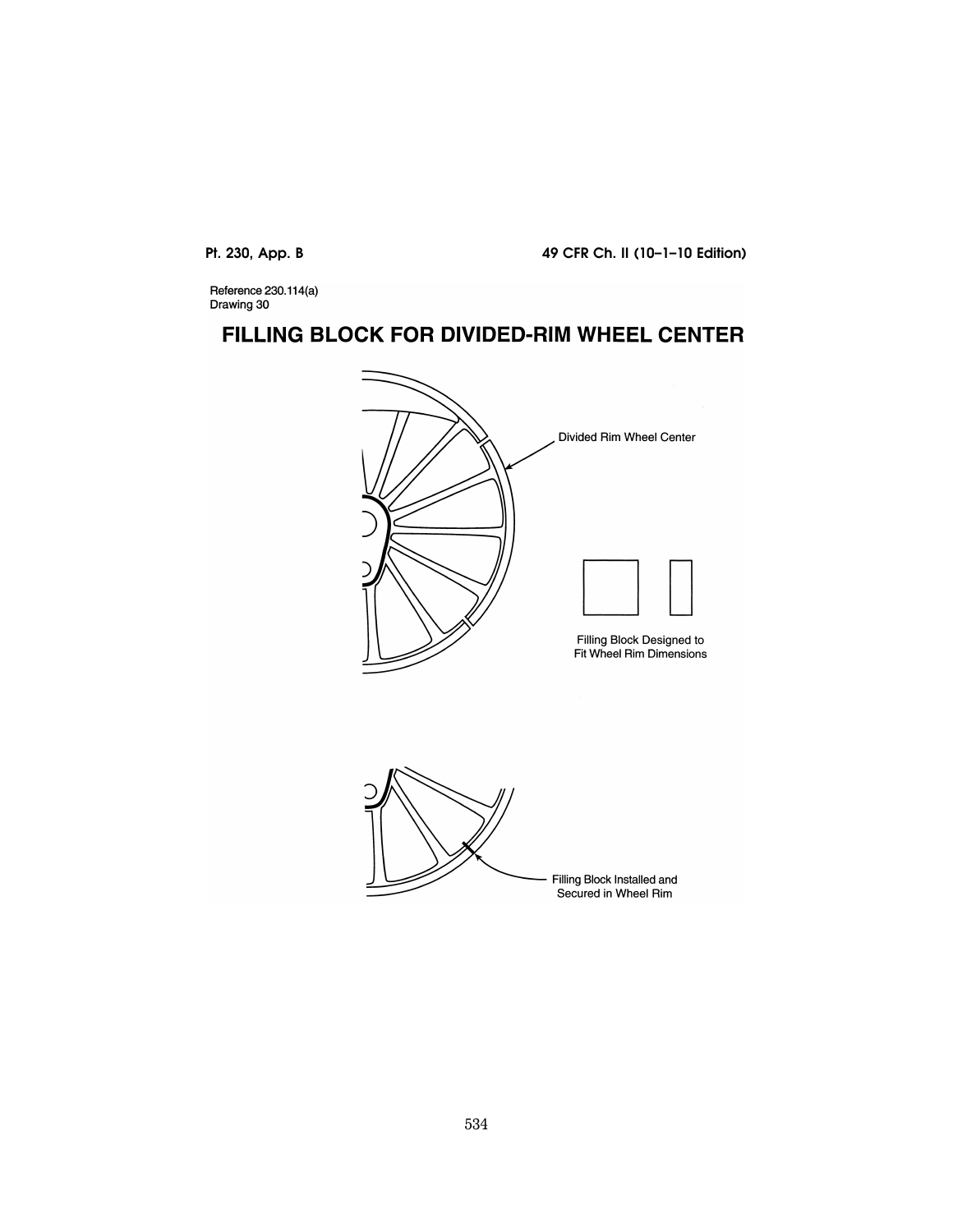Reference 230.114(a)
Drawing 30

# FILLING BLOCK FOR DIVIDED-RIM WHEEL CENTER

Divided Rim Wheel Center

Filling Block Designed to Fit Wheel Rim Dimensions

Filling Block Installed and Secured in Wheel Rim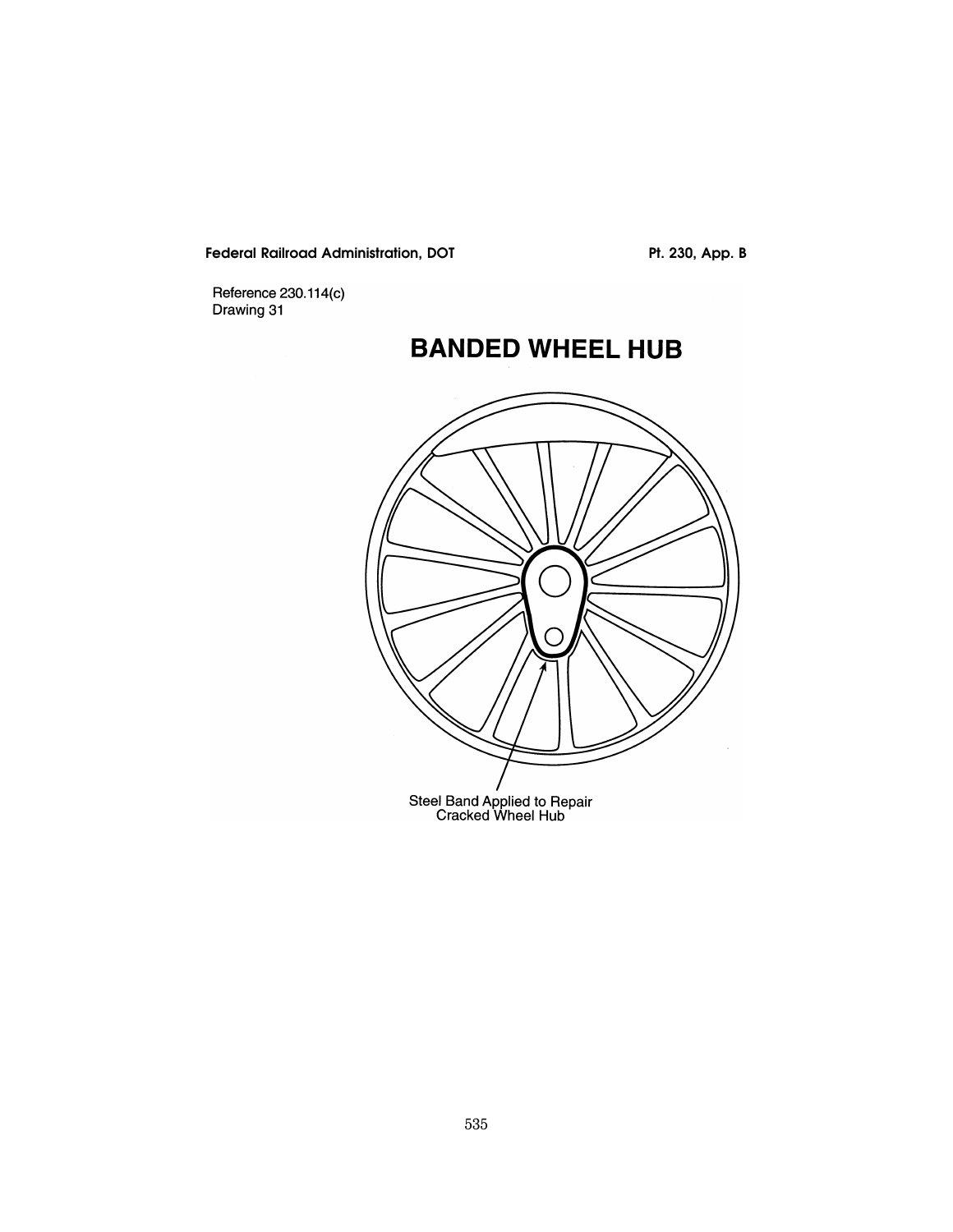Reference 230.114(c)
Drawing 31

# BANDED WHEEL HUB

Steel Band Applied to Repair
Cracked Wheel Hub